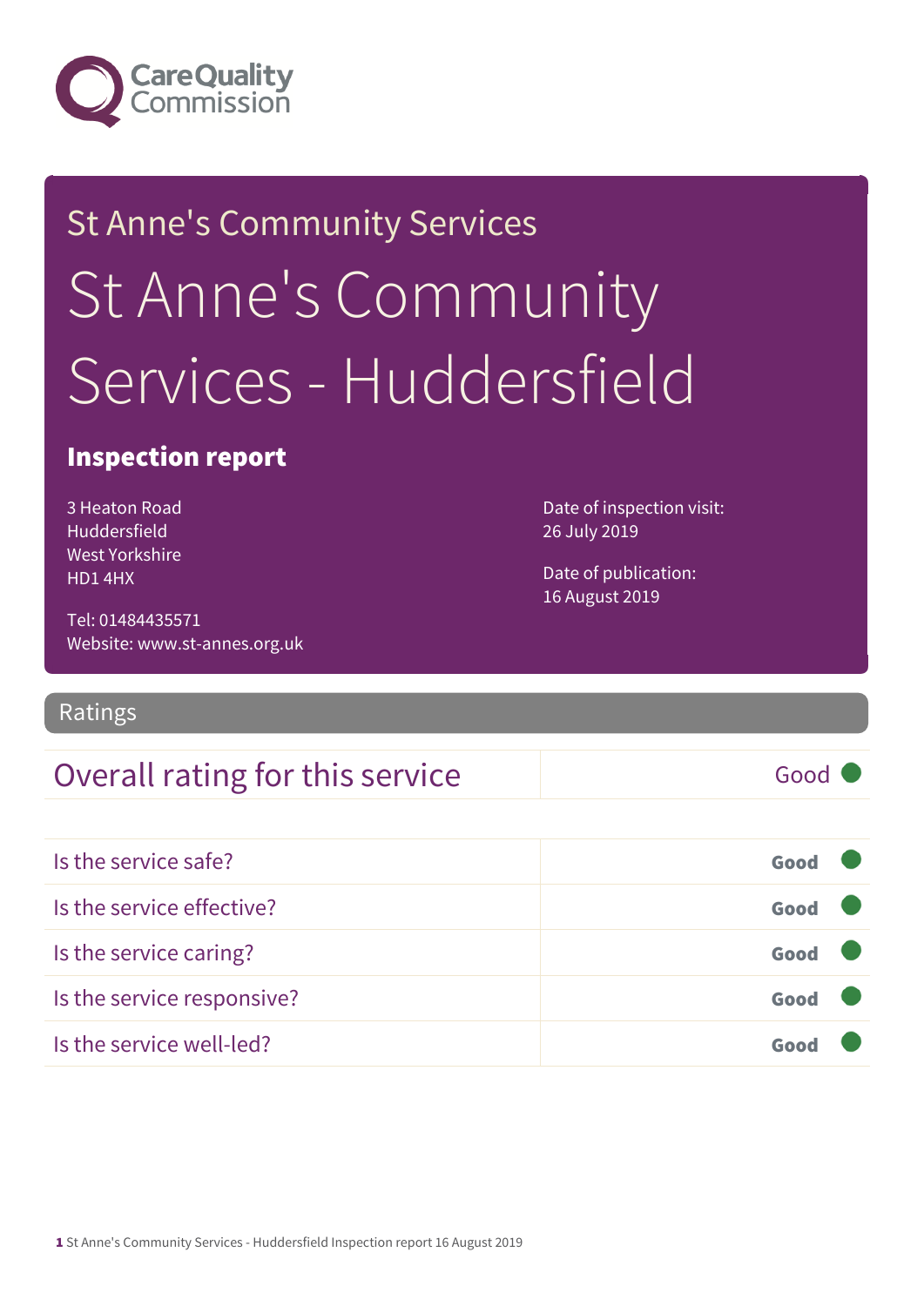Care Quality Commission

St Anne's Community Services

# St Anne's Community Services - Huddersfield

## Inspection report

3 Heaton Road
Huddersfield
West Yorkshire
HD1 4HX

Tel: 01484435571
Website: www.st-annes.org.uk

Date of inspection visit:
26 July 2019

Date of publication:
16 August 2019

## Ratings

| Overall rating for this service | Good |
| --- | --- |

| Is the service safe? | Good |
| --- | --- |
| Is the service effective? | Good |
| Is the service caring? | Good |
| Is the service responsive? | Good |
| Is the service well-led? | Good |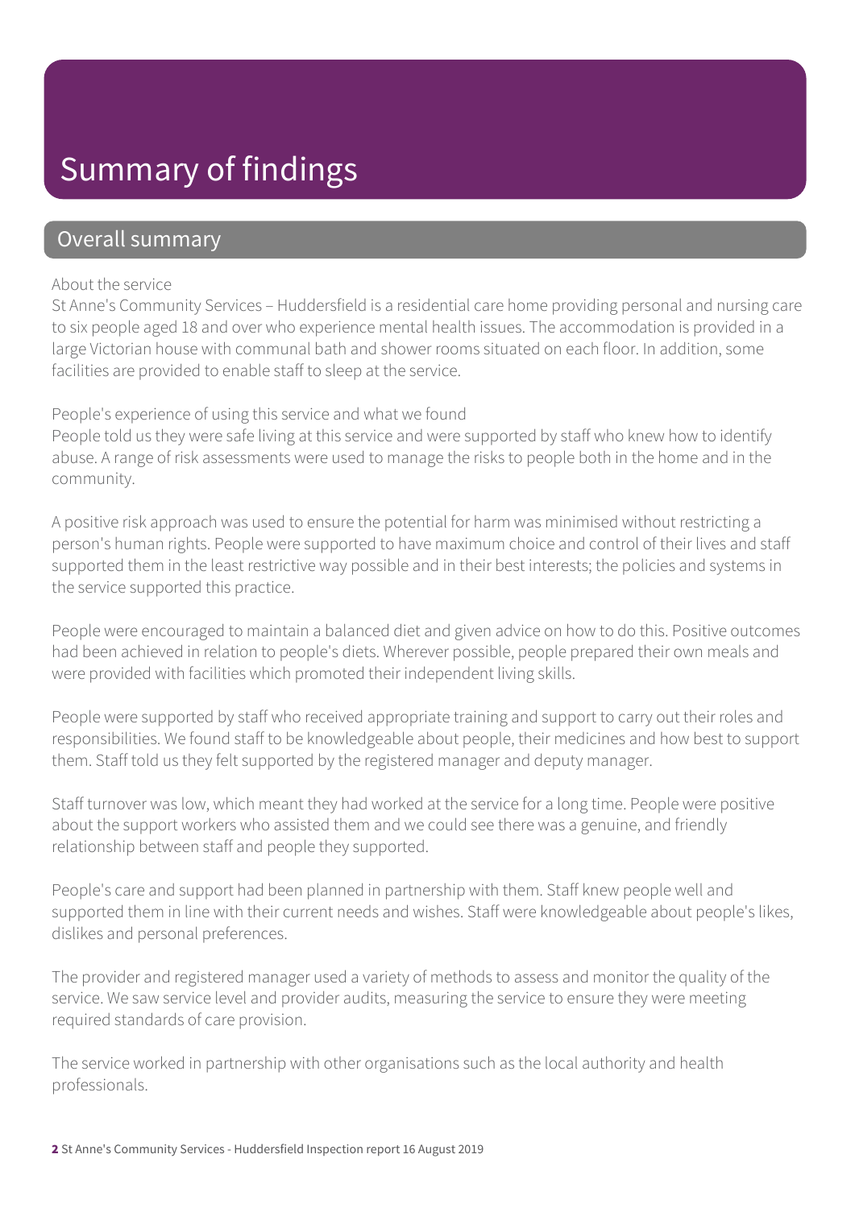# Summary of findings

## Overall summary

About the service

St Anne's Community Services – Huddersfield is a residential care home providing personal and nursing care to six people aged 18 and over who experience mental health issues. The accommodation is provided in a large Victorian house with communal bath and shower rooms situated on each floor. In addition, some facilities are provided to enable staff to sleep at the service.

People's experience of using this service and what we found

People told us they were safe living at this service and were supported by staff who knew how to identify abuse. A range of risk assessments were used to manage the risks to people both in the home and in the community.

A positive risk approach was used to ensure the potential for harm was minimised without restricting a person's human rights. People were supported to have maximum choice and control of their lives and staff supported them in the least restrictive way possible and in their best interests; the policies and systems in the service supported this practice.

People were encouraged to maintain a balanced diet and given advice on how to do this. Positive outcomes had been achieved in relation to people's diets. Wherever possible, people prepared their own meals and were provided with facilities which promoted their independent living skills.

People were supported by staff who received appropriate training and support to carry out their roles and responsibilities. We found staff to be knowledgeable about people, their medicines and how best to support them. Staff told us they felt supported by the registered manager and deputy manager.

Staff turnover was low, which meant they had worked at the service for a long time. People were positive about the support workers who assisted them and we could see there was a genuine, and friendly relationship between staff and people they supported.

People's care and support had been planned in partnership with them. Staff knew people well and supported them in line with their current needs and wishes. Staff were knowledgeable about people's likes, dislikes and personal preferences.

The provider and registered manager used a variety of methods to assess and monitor the quality of the service. We saw service level and provider audits, measuring the service to ensure they were meeting required standards of care provision.

The service worked in partnership with other organisations such as the local authority and health professionals.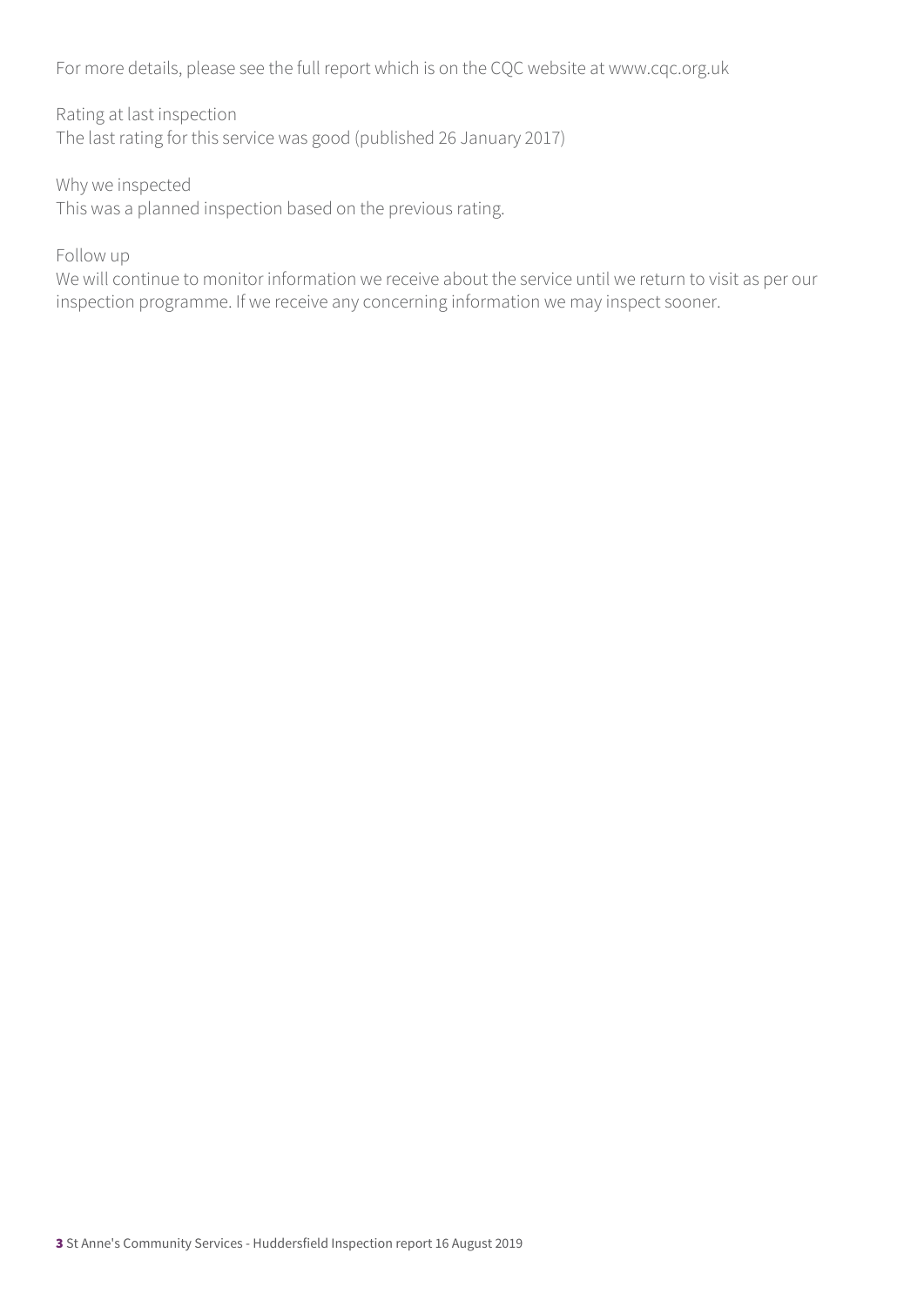For more details, please see the full report which is on the CQC website at www.cqc.org.uk

Rating at last inspection
The last rating for this service was good (published 26 January 2017)

Why we inspected
This was a planned inspection based on the previous rating.

Follow up
We will continue to monitor information we receive about the service until we return to visit as per our inspection programme. If we receive any concerning information we may inspect sooner.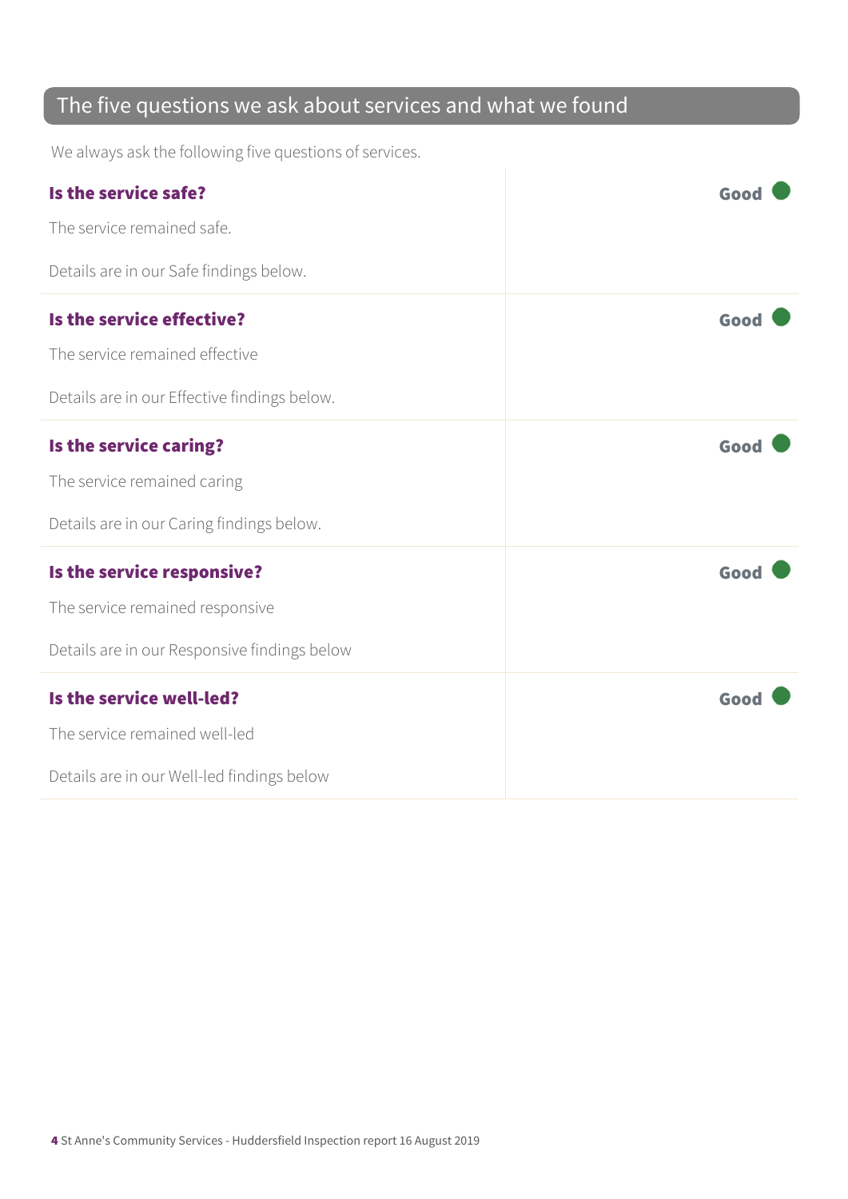## The five questions we ask about services and what we found

We always ask the following five questions of services.

### Is the service safe?

**Good**

The service remained safe.

Details are in our Safe findings below.

### Is the service effective?

**Good**

The service remained effective

Details are in our Effective findings below.

### Is the service caring?

**Good**

The service remained caring

Details are in our Caring findings below.

### Is the service responsive?

**Good**

The service remained responsive

Details are in our Responsive findings below

### Is the service well-led?

**Good**

The service remained well-led

Details are in our Well-led findings below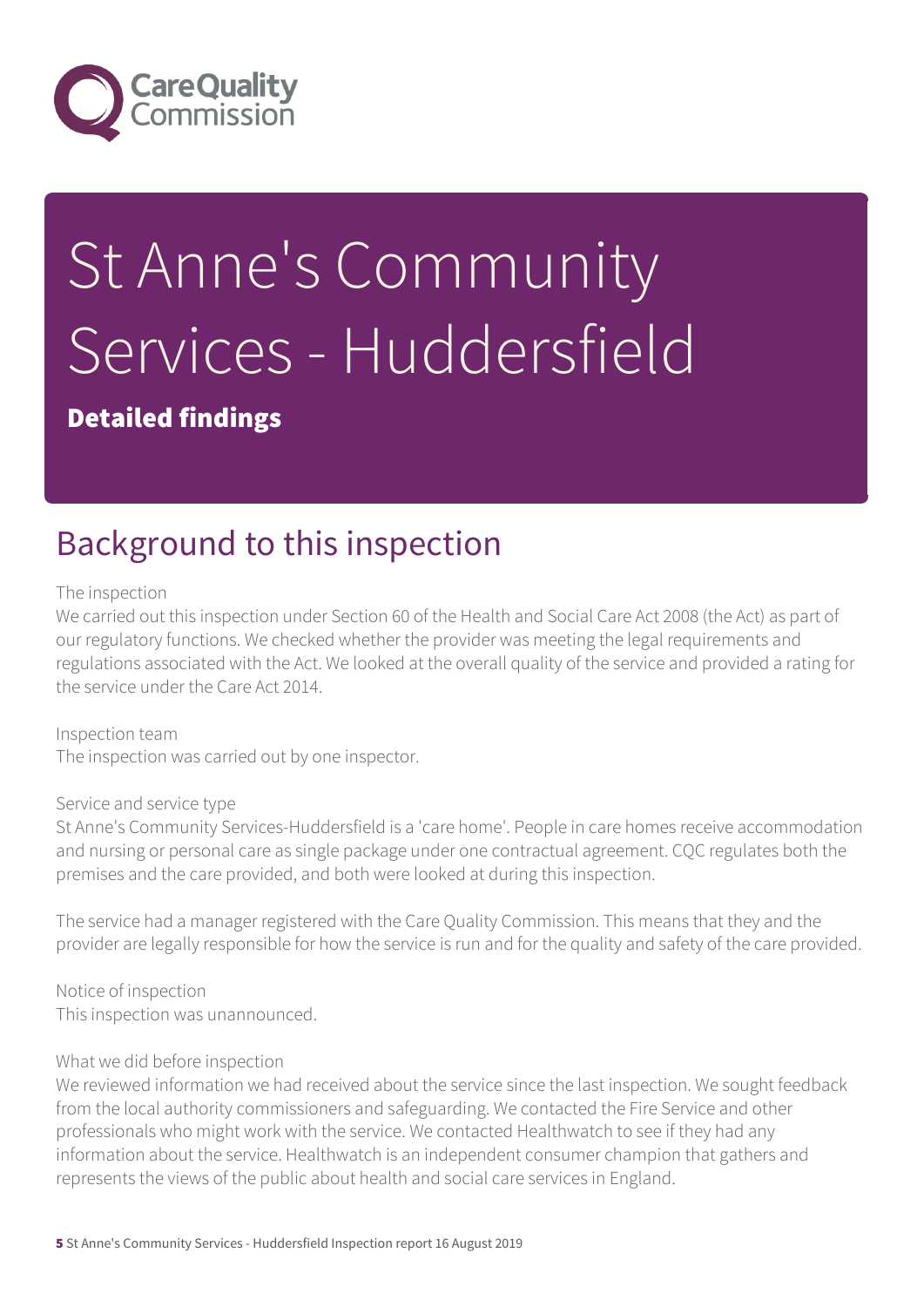# St Anne's Community Services - Huddersfield

**Detailed findings**

## Background to this inspection

The inspection

We carried out this inspection under Section 60 of the Health and Social Care Act 2008 (the Act) as part of our regulatory functions. We checked whether the provider was meeting the legal requirements and regulations associated with the Act. We looked at the overall quality of the service and provided a rating for the service under the Care Act 2014.

Inspection team

The inspection was carried out by one inspector.

Service and service type

St Anne's Community Services-Huddersfield is a 'care home'. People in care homes receive accommodation and nursing or personal care as single package under one contractual agreement. CQC regulates both the premises and the care provided, and both were looked at during this inspection.

The service had a manager registered with the Care Quality Commission. This means that they and the provider are legally responsible for how the service is run and for the quality and safety of the care provided.

Notice of inspection

This inspection was unannounced.

What we did before inspection

We reviewed information we had received about the service since the last inspection. We sought feedback from the local authority commissioners and safeguarding. We contacted the Fire Service and other professionals who might work with the service. We contacted Healthwatch to see if they had any information about the service. Healthwatch is an independent consumer champion that gathers and represents the views of the public about health and social care services in England.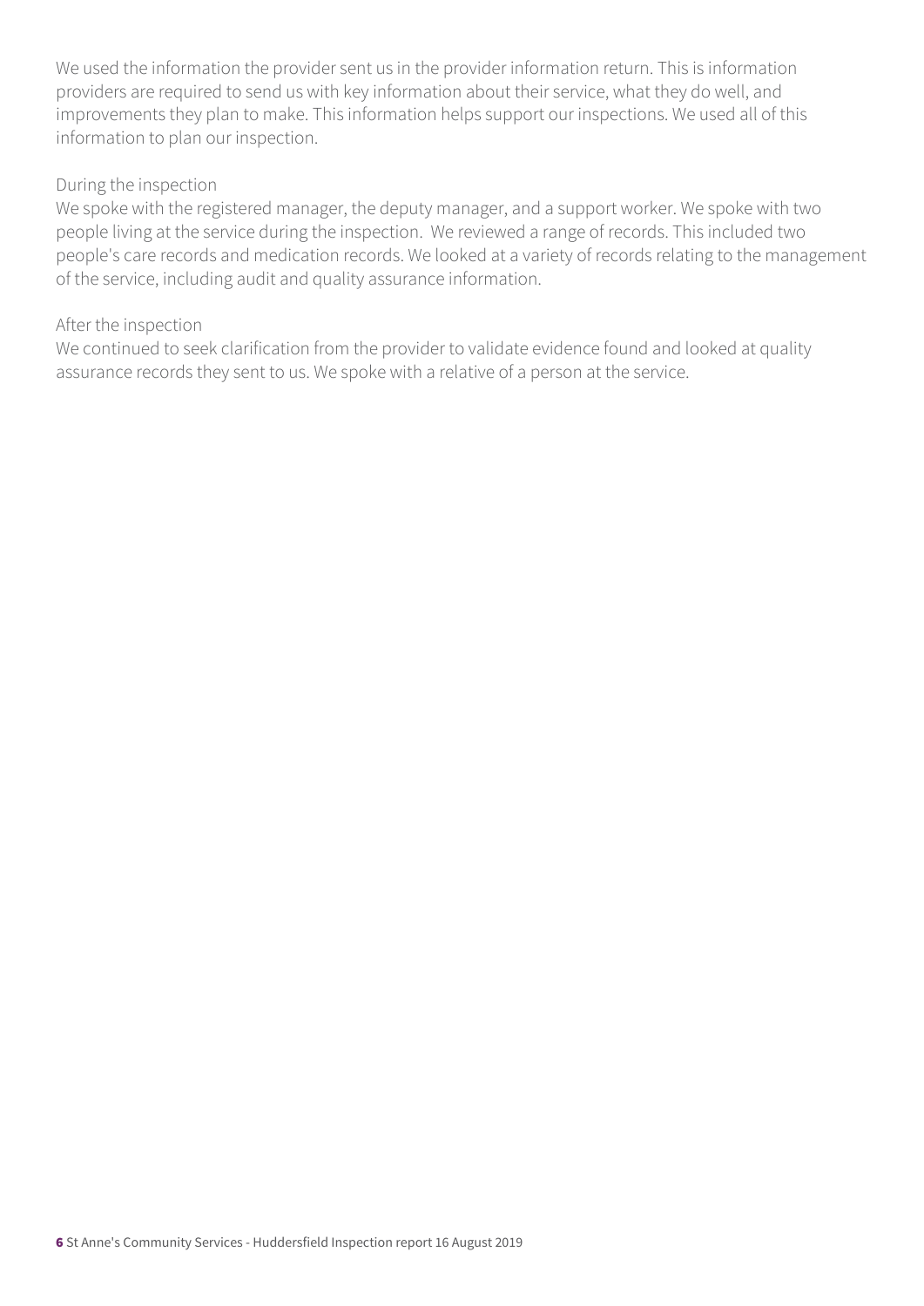We used the information the provider sent us in the provider information return. This is information providers are required to send us with key information about their service, what they do well, and improvements they plan to make. This information helps support our inspections. We used all of this information to plan our inspection.

During the inspection

We spoke with the registered manager, the deputy manager, and a support worker. We spoke with two people living at the service during the inspection. We reviewed a range of records. This included two people's care records and medication records. We looked at a variety of records relating to the management of the service, including audit and quality assurance information.

After the inspection

We continued to seek clarification from the provider to validate evidence found and looked at quality assurance records they sent to us. We spoke with a relative of a person at the service.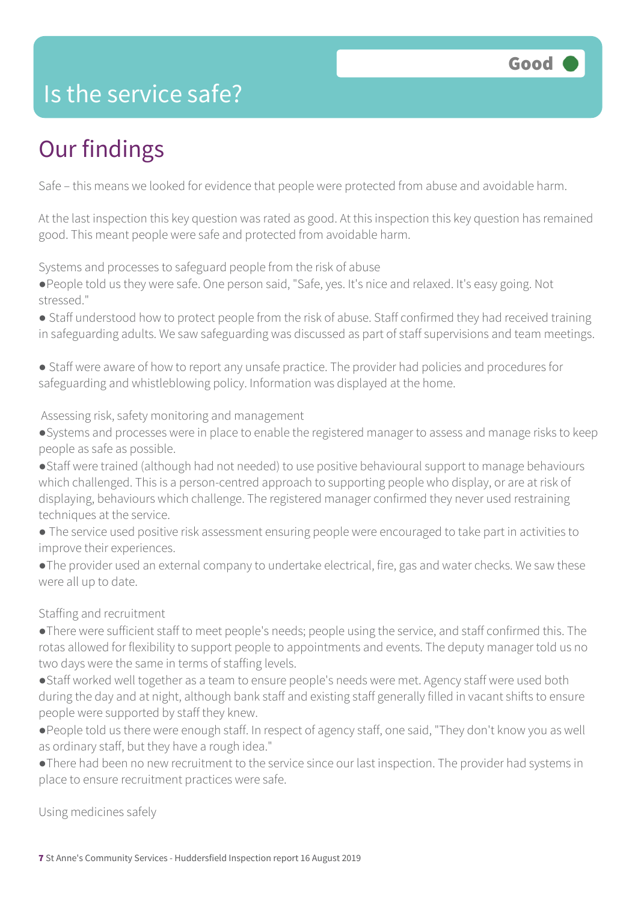# Is the service safe?

Good

## Our findings

Safe – this means we looked for evidence that people were protected from abuse and avoidable harm.

At the last inspection this key question was rated as good. At this inspection this key question has remained good. This meant people were safe and protected from avoidable harm.

Systems and processes to safeguard people from the risk of abuse

- People told us they were safe. One person said, "Safe, yes. It's nice and relaxed. It's easy going. Not stressed."
- Staff understood how to protect people from the risk of abuse. Staff confirmed they had received training in safeguarding adults. We saw safeguarding was discussed as part of staff supervisions and team meetings.

- Staff were aware of how to report any unsafe practice. The provider had policies and procedures for safeguarding and whistleblowing policy. Information was displayed at the home.

Assessing risk, safety monitoring and management

- Systems and processes were in place to enable the registered manager to assess and manage risks to keep people as safe as possible.
- Staff were trained (although had not needed) to use positive behavioural support to manage behaviours which challenged. This is a person-centred approach to supporting people who display, or are at risk of displaying, behaviours which challenge. The registered manager confirmed they never used restraining techniques at the service.
- The service used positive risk assessment ensuring people were encouraged to take part in activities to improve their experiences.
- The provider used an external company to undertake electrical, fire, gas and water checks. We saw these were all up to date.

Staffing and recruitment

- There were sufficient staff to meet people's needs; people using the service, and staff confirmed this. The rotas allowed for flexibility to support people to appointments and events. The deputy manager told us no two days were the same in terms of staffing levels.
- Staff worked well together as a team to ensure people's needs were met. Agency staff were used both during the day and at night, although bank staff and existing staff generally filled in vacant shifts to ensure people were supported by staff they knew.
- People told us there were enough staff. In respect of agency staff, one said, "They don't know you as well as ordinary staff, but they have a rough idea."
- There had been no new recruitment to the service since our last inspection. The provider had systems in place to ensure recruitment practices were safe.

Using medicines safely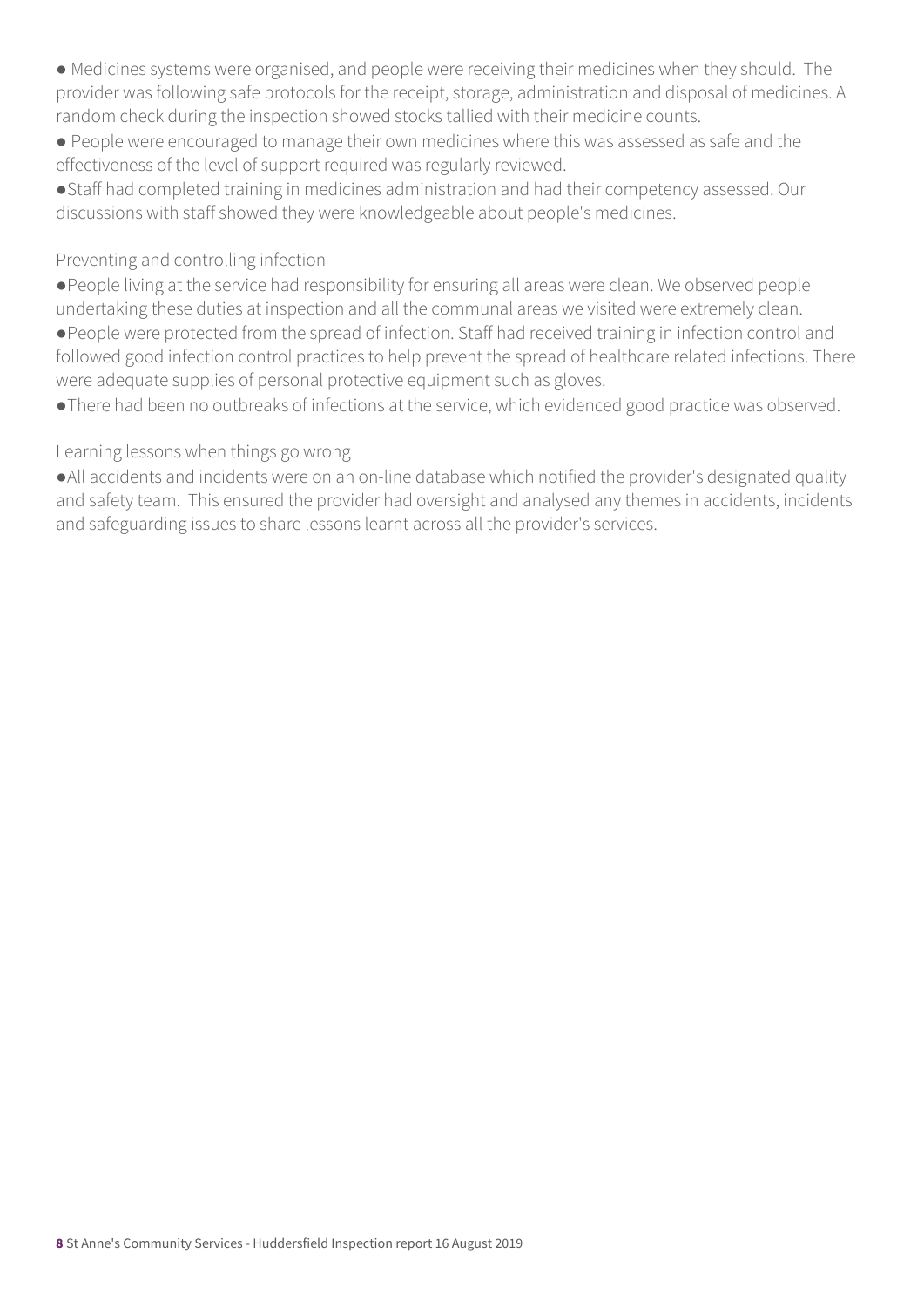- Medicines systems were organised, and people were receiving their medicines when they should. The provider was following safe protocols for the receipt, storage, administration and disposal of medicines. A random check during the inspection showed stocks tallied with their medicine counts.
- People were encouraged to manage their own medicines where this was assessed as safe and the effectiveness of the level of support required was regularly reviewed.
- Staff had completed training in medicines administration and had their competency assessed. Our discussions with staff showed they were knowledgeable about people's medicines.

### Preventing and controlling infection

- People living at the service had responsibility for ensuring all areas were clean. We observed people undertaking these duties at inspection and all the communal areas we visited were extremely clean.
- People were protected from the spread of infection. Staff had received training in infection control and followed good infection control practices to help prevent the spread of healthcare related infections. There were adequate supplies of personal protective equipment such as gloves.
- There had been no outbreaks of infections at the service, which evidenced good practice was observed.

### Learning lessons when things go wrong

- All accidents and incidents were on an on-line database which notified the provider's designated quality and safety team. This ensured the provider had oversight and analysed any themes in accidents, incidents and safeguarding issues to share lessons learnt across all the provider's services.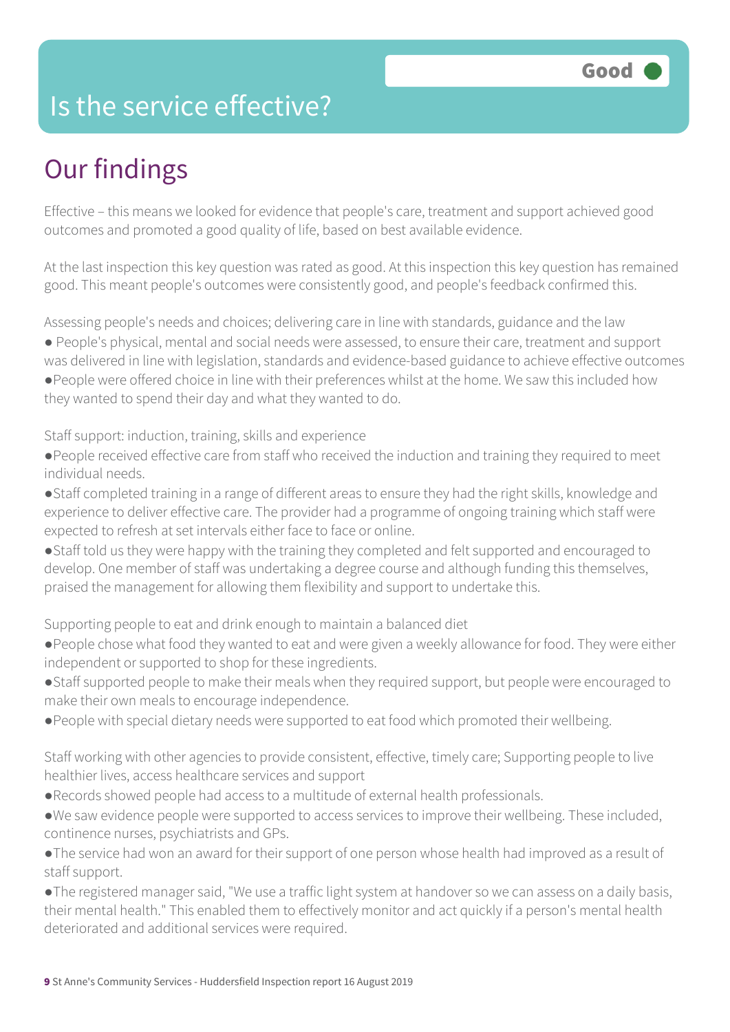# Is the service effective?

**Good**

## Our findings

Effective – this means we looked for evidence that people's care, treatment and support achieved good outcomes and promoted a good quality of life, based on best available evidence.

At the last inspection this key question was rated as good. At this inspection this key question has remained good. This meant people's outcomes were consistently good, and people's feedback confirmed this.

Assessing people's needs and choices; delivering care in line with standards, guidance and the law

- People's physical, mental and social needs were assessed, to ensure their care, treatment and support was delivered in line with legislation, standards and evidence-based guidance to achieve effective outcomes
- People were offered choice in line with their preferences whilst at the home. We saw this included how they wanted to spend their day and what they wanted to do.

Staff support: induction, training, skills and experience

- People received effective care from staff who received the induction and training they required to meet individual needs.
- Staff completed training in a range of different areas to ensure they had the right skills, knowledge and experience to deliver effective care. The provider had a programme of ongoing training which staff were expected to refresh at set intervals either face to face or online.
- Staff told us they were happy with the training they completed and felt supported and encouraged to develop. One member of staff was undertaking a degree course and although funding this themselves, praised the management for allowing them flexibility and support to undertake this.

Supporting people to eat and drink enough to maintain a balanced diet

- People chose what food they wanted to eat and were given a weekly allowance for food. They were either independent or supported to shop for these ingredients.
- Staff supported people to make their meals when they required support, but people were encouraged to make their own meals to encourage independence.
- People with special dietary needs were supported to eat food which promoted their wellbeing.

Staff working with other agencies to provide consistent, effective, timely care; Supporting people to live healthier lives, access healthcare services and support

- Records showed people had access to a multitude of external health professionals.
- We saw evidence people were supported to access services to improve their wellbeing. These included, continence nurses, psychiatrists and GPs.
- The service had won an award for their support of one person whose health had improved as a result of staff support.
- The registered manager said, "We use a traffic light system at handover so we can assess on a daily basis, their mental health." This enabled them to effectively monitor and act quickly if a person's mental health deteriorated and additional services were required.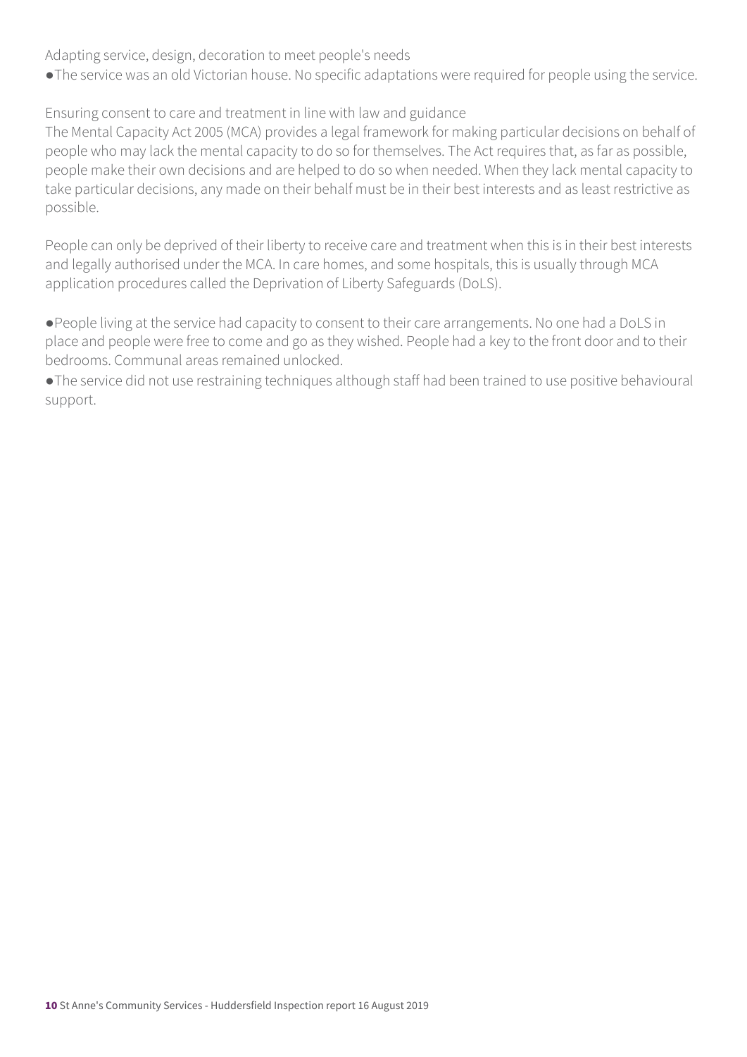Adapting service, design, decoration to meet people's needs

- The service was an old Victorian house. No specific adaptations were required for people using the service.

Ensuring consent to care and treatment in line with law and guidance

The Mental Capacity Act 2005 (MCA) provides a legal framework for making particular decisions on behalf of people who may lack the mental capacity to do so for themselves. The Act requires that, as far as possible, people make their own decisions and are helped to do so when needed. When they lack mental capacity to take particular decisions, any made on their behalf must be in their best interests and as least restrictive as possible.

People can only be deprived of their liberty to receive care and treatment when this is in their best interests and legally authorised under the MCA. In care homes, and some hospitals, this is usually through MCA application procedures called the Deprivation of Liberty Safeguards (DoLS).

- People living at the service had capacity to consent to their care arrangements. No one had a DoLS in place and people were free to come and go as they wished. People had a key to the front door and to their bedrooms. Communal areas remained unlocked.
- The service did not use restraining techniques although staff had been trained to use positive behavioural support.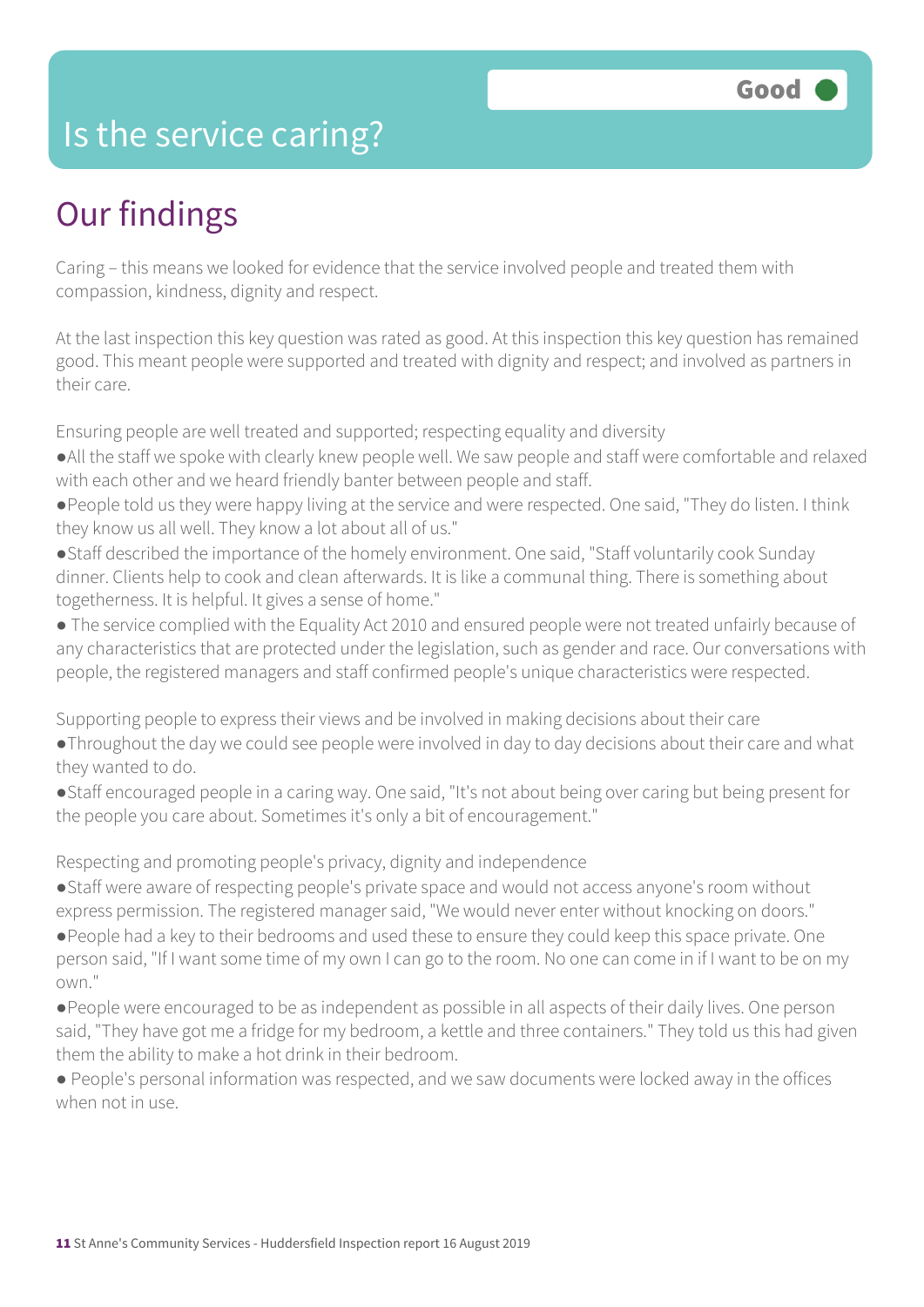# Is the service caring?

Good

## Our findings

Caring – this means we looked for evidence that the service involved people and treated them with compassion, kindness, dignity and respect.

At the last inspection this key question was rated as good. At this inspection this key question has remained good. This meant people were supported and treated with dignity and respect; and involved as partners in their care.

Ensuring people are well treated and supported; respecting equality and diversity

- All the staff we spoke with clearly knew people well. We saw people and staff were comfortable and relaxed with each other and we heard friendly banter between people and staff.
- People told us they were happy living at the service and were respected. One said, "They do listen. I think they know us all well. They know a lot about all of us."
- Staff described the importance of the homely environment. One said, "Staff voluntarily cook Sunday dinner. Clients help to cook and clean afterwards. It is like a communal thing. There is something about togetherness. It is helpful. It gives a sense of home."
- The service complied with the Equality Act 2010 and ensured people were not treated unfairly because of any characteristics that are protected under the legislation, such as gender and race. Our conversations with people, the registered managers and staff confirmed people's unique characteristics were respected.

Supporting people to express their views and be involved in making decisions about their care

- Throughout the day we could see people were involved in day to day decisions about their care and what they wanted to do.
- Staff encouraged people in a caring way. One said, "It's not about being over caring but being present for the people you care about. Sometimes it's only a bit of encouragement."

Respecting and promoting people's privacy, dignity and independence

- Staff were aware of respecting people's private space and would not access anyone's room without express permission. The registered manager said, "We would never enter without knocking on doors."
- People had a key to their bedrooms and used these to ensure they could keep this space private. One person said, "If I want some time of my own I can go to the room. No one can come in if I want to be on my own."
- People were encouraged to be as independent as possible in all aspects of their daily lives. One person said, "They have got me a fridge for my bedroom, a kettle and three containers." They told us this had given them the ability to make a hot drink in their bedroom.
- People's personal information was respected, and we saw documents were locked away in the offices when not in use.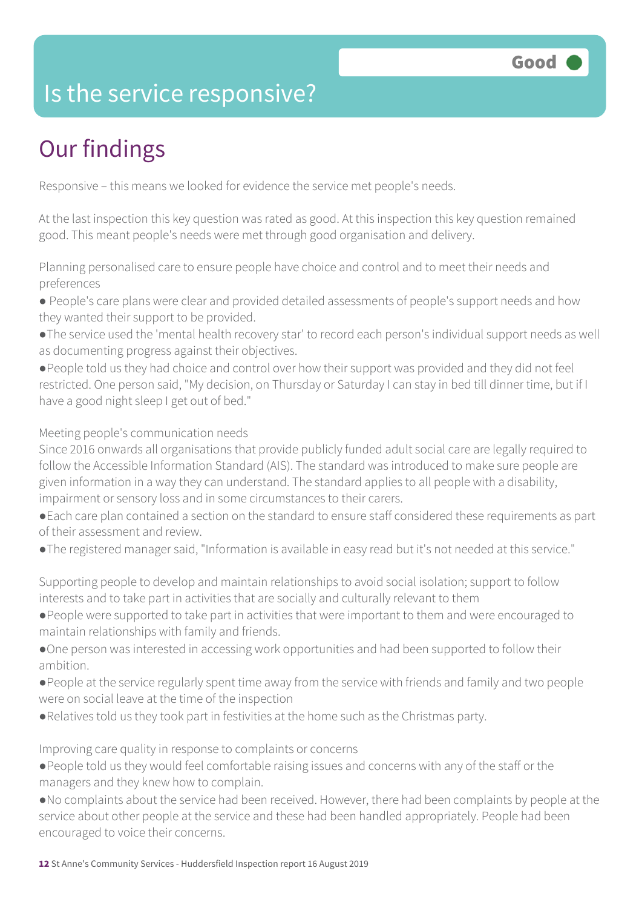# Is the service responsive?

**Good**

## Our findings

Responsive – this means we looked for evidence the service met people's needs.

At the last inspection this key question was rated as good. At this inspection this key question remained good. This meant people's needs were met through good organisation and delivery.

Planning personalised care to ensure people have choice and control and to meet their needs and preferences

- People's care plans were clear and provided detailed assessments of people's support needs and how they wanted their support to be provided.
- The service used the 'mental health recovery star' to record each person's individual support needs as well as documenting progress against their objectives.
- People told us they had choice and control over how their support was provided and they did not feel restricted. One person said, "My decision, on Thursday or Saturday I can stay in bed till dinner time, but if I have a good night sleep I get out of bed."

Meeting people's communication needs

Since 2016 onwards all organisations that provide publicly funded adult social care are legally required to follow the Accessible Information Standard (AIS). The standard was introduced to make sure people are given information in a way they can understand. The standard applies to all people with a disability, impairment or sensory loss and in some circumstances to their carers.

- Each care plan contained a section on the standard to ensure staff considered these requirements as part of their assessment and review.
- The registered manager said, "Information is available in easy read but it's not needed at this service."

Supporting people to develop and maintain relationships to avoid social isolation; support to follow interests and to take part in activities that are socially and culturally relevant to them

- People were supported to take part in activities that were important to them and were encouraged to maintain relationships with family and friends.
- One person was interested in accessing work opportunities and had been supported to follow their ambition.
- People at the service regularly spent time away from the service with friends and family and two people were on social leave at the time of the inspection
- Relatives told us they took part in festivities at the home such as the Christmas party.

Improving care quality in response to complaints or concerns

- People told us they would feel comfortable raising issues and concerns with any of the staff or the managers and they knew how to complain.
- No complaints about the service had been received. However, there had been complaints by people at the service about other people at the service and these had been handled appropriately. People had been encouraged to voice their concerns.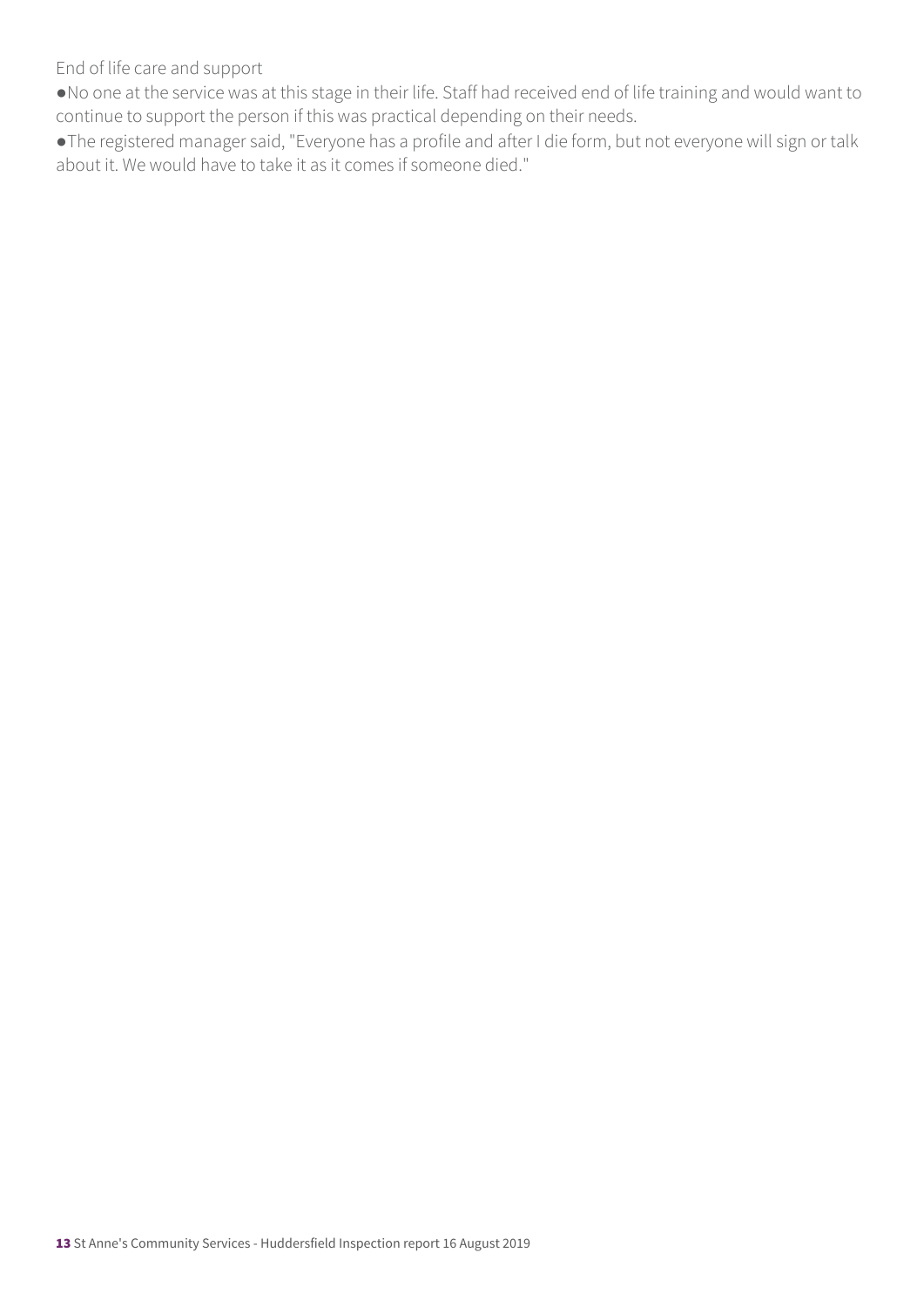End of life care and support

- No one at the service was at this stage in their life. Staff had received end of life training and would want to continue to support the person if this was practical depending on their needs.
- The registered manager said, "Everyone has a profile and after I die form, but not everyone will sign or talk about it. We would have to take it as it comes if someone died."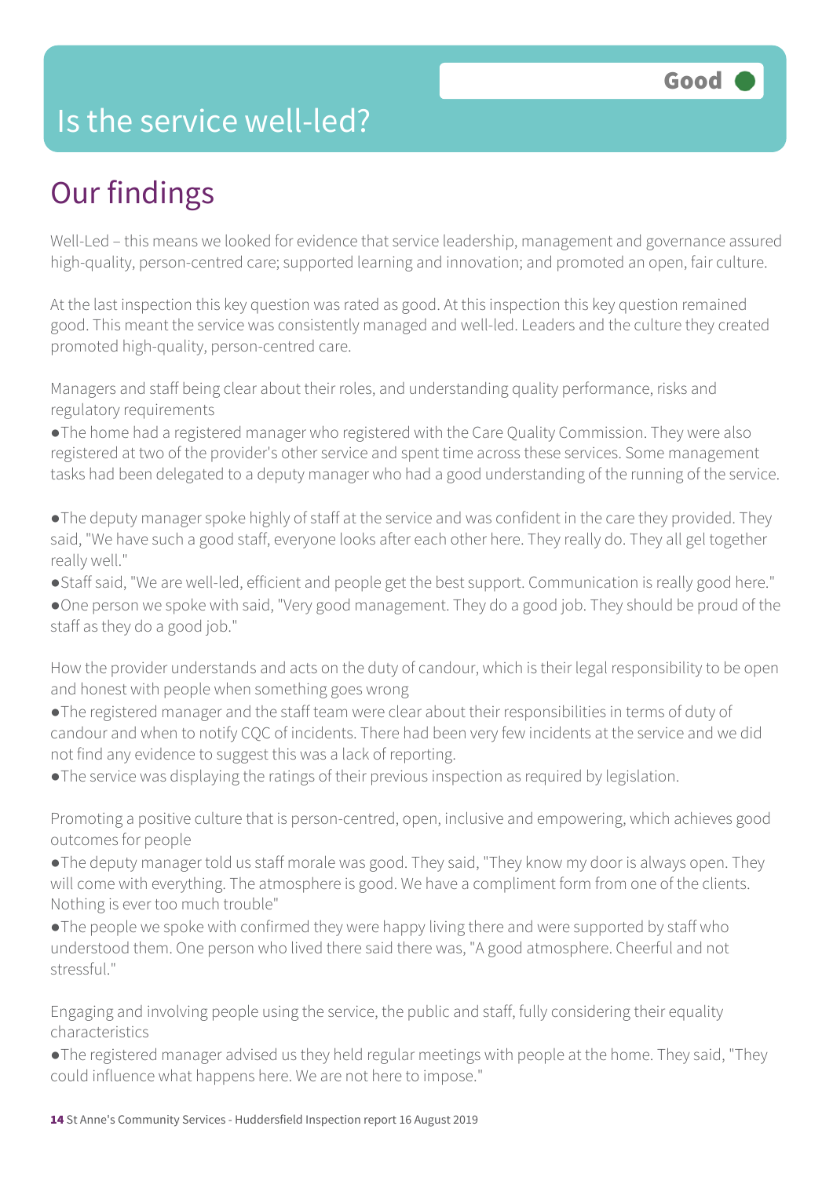# Is the service well-led?

Good

## Our findings

Well-Led – this means we looked for evidence that service leadership, management and governance assured high-quality, person-centred care; supported learning and innovation; and promoted an open, fair culture.

At the last inspection this key question was rated as good. At this inspection this key question remained good. This meant the service was consistently managed and well-led. Leaders and the culture they created promoted high-quality, person-centred care.

Managers and staff being clear about their roles, and understanding quality performance, risks and regulatory requirements

- The home had a registered manager who registered with the Care Quality Commission. They were also registered at two of the provider's other service and spent time across these services. Some management tasks had been delegated to a deputy manager who had a good understanding of the running of the service.
- The deputy manager spoke highly of staff at the service and was confident in the care they provided. They said, "We have such a good staff, everyone looks after each other here. They really do. They all gel together really well."
- Staff said, "We are well-led, efficient and people get the best support. Communication is really good here."
- One person we spoke with said, "Very good management. They do a good job. They should be proud of the staff as they do a good job."

How the provider understands and acts on the duty of candour, which is their legal responsibility to be open and honest with people when something goes wrong

- The registered manager and the staff team were clear about their responsibilities in terms of duty of candour and when to notify CQC of incidents. There had been very few incidents at the service and we did not find any evidence to suggest this was a lack of reporting.
- The service was displaying the ratings of their previous inspection as required by legislation.

Promoting a positive culture that is person-centred, open, inclusive and empowering, which achieves good outcomes for people

- The deputy manager told us staff morale was good. They said, "They know my door is always open. They will come with everything. The atmosphere is good. We have a compliment form from one of the clients. Nothing is ever too much trouble"
- The people we spoke with confirmed they were happy living there and were supported by staff who understood them. One person who lived there said there was, "A good atmosphere. Cheerful and not stressful."

Engaging and involving people using the service, the public and staff, fully considering their equality characteristics

- The registered manager advised us they held regular meetings with people at the home. They said, "They could influence what happens here. We are not here to impose."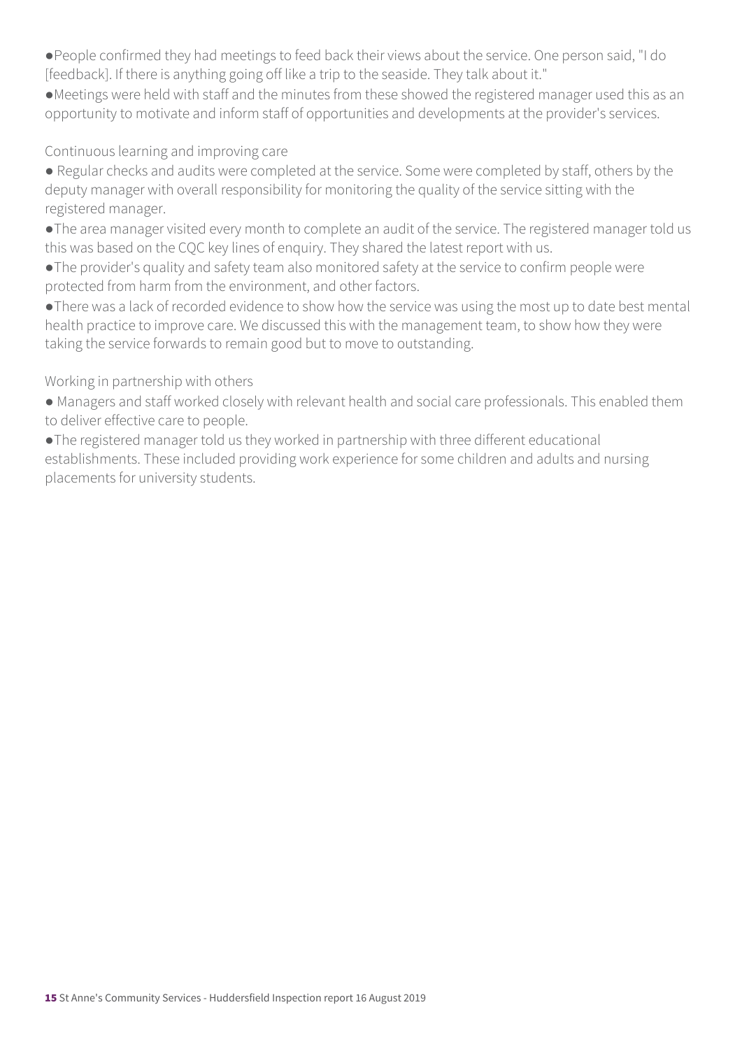- People confirmed they had meetings to feed back their views about the service. One person said, "I do [feedback]. If there is anything going off like a trip to the seaside. They talk about it."
- Meetings were held with staff and the minutes from these showed the registered manager used this as an opportunity to motivate and inform staff of opportunities and developments at the provider's services.

Continuous learning and improving care

- Regular checks and audits were completed at the service. Some were completed by staff, others by the deputy manager with overall responsibility for monitoring the quality of the service sitting with the registered manager.
- The area manager visited every month to complete an audit of the service. The registered manager told us this was based on the CQC key lines of enquiry. They shared the latest report with us.
- The provider's quality and safety team also monitored safety at the service to confirm people were protected from harm from the environment, and other factors.
- There was a lack of recorded evidence to show how the service was using the most up to date best mental health practice to improve care. We discussed this with the management team, to show how they were taking the service forwards to remain good but to move to outstanding.

Working in partnership with others

- Managers and staff worked closely with relevant health and social care professionals. This enabled them to deliver effective care to people.
- The registered manager told us they worked in partnership with three different educational establishments. These included providing work experience for some children and adults and nursing placements for university students.